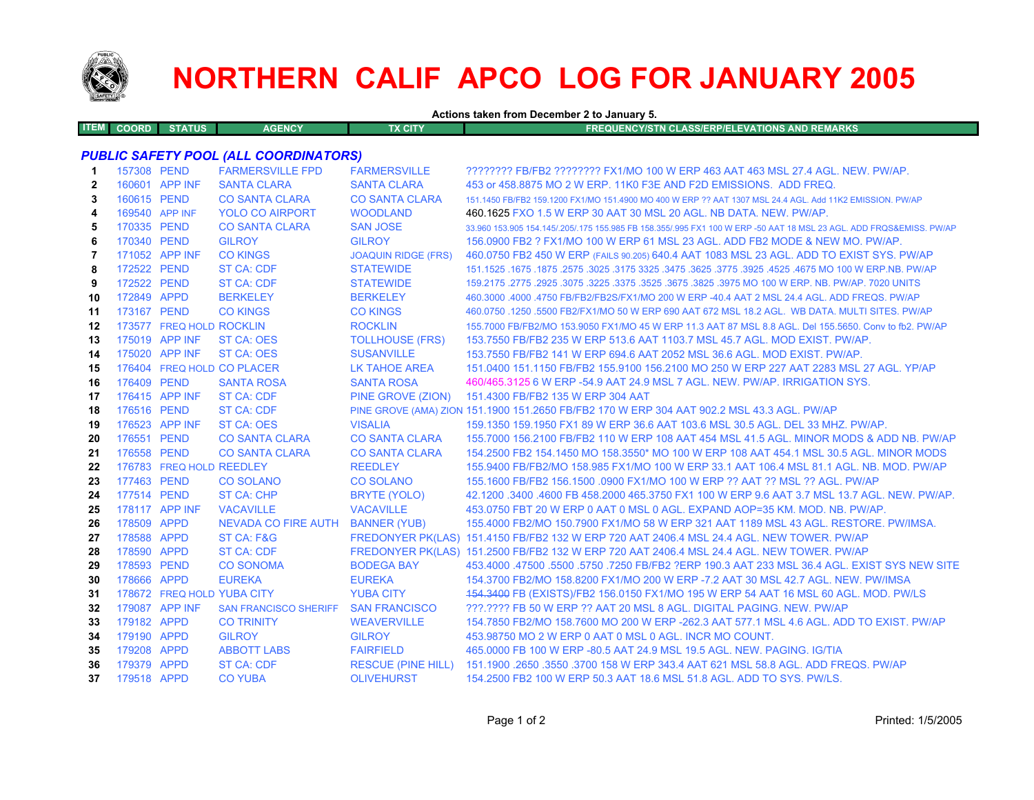# NORTHERN CALIF APCO LOG FOR JANUARY 2005

**Actions taken from December 2 to January 5.**

| ITEM | COORD | STATUS | AGENCY | TX CITY | FREQUENCY/STN CLASS/ERP/ELEVATIONS AND REMARKS |
|---|---|---|---|---|---|
| | | | ***PUBLIC SAFETY POOL (ALL COORDINATORS)*** | | |
| 1 | 157308 | PEND | FARMERSVILLE FPD | FARMERSVILLE | ???????? FB/FB2 ???????? FX1/MO 100 W ERP 463 AAT 463 MSL 27.4 AGL. NEW. PW/AP. |
| 2 | 160601 | APP INF | SANTA CLARA | SANTA CLARA | 453 or 458.8875 MO 2 W ERP. 11K0 F3E AND F2D EMISSIONS. ADD FREQ. |
| 3 | 160615 | PEND | CO SANTA CLARA | CO SANTA CLARA | 151.1450 FB/FB2 159.1200 FX1/MO 151.4900 MO 400 W ERP ?? AAT 1307 MSL 24.4 AGL. Add 11K2 EMISSION. PW/AP |
| 4 | 169540 | APP INF | YOLO CO AIRPORT | WOODLAND | 460.1625 FXO 1.5 W ERP 30 AAT 30 MSL 20 AGL. NB DATA. NEW. PW/AP. |
| 5 | 170335 | PEND | CO SANTA CLARA | SAN JOSE | 33.960 153.905 154.145/.205/.175 155.985 FB 158.355/.995 FX1 100 W ERP -50 AAT 18 MSL 23 AGL. ADD FRQS&EMISS. PW/AP |
| 6 | 170340 | PEND | GILROY | GILROY | 156.0900 FB2 ? FX1/MO 100 W ERP 61 MSL 23 AGL. ADD FB2 MODE & NEW MO. PW/AP. |
| 7 | 171052 | APP INF | CO KINGS | JOAQUIN RIDGE (FRS) | 460.0750 FB2 450 W ERP (FAILS 90.205) 640.4 AAT 1083 MSL 23 AGL. ADD TO EXIST SYS. PW/AP |
| 8 | 172522 | PEND | ST CA: CDF | STATEWIDE | 151.1525 .1675 .1875 .2575 .3025 .3175 3325 .3475 .3625 .3775 .3925 .4525 .4675 MO 100 W ERP.NB. PW/AP |
| 9 | 172522 | PEND | ST CA: CDF | STATEWIDE | 159.2175 .2775 .2925 .3075 .3225 .3375 .3525 .3675 .3825 .3975 MO 100 W ERP. NB. PW/AP. 7020 UNITS |
| 10 | 172849 | APPD | BERKELEY | BERKELEY | 460.3000 .4000 .4750 FB/FB2/FB2S/FX1/MO 200 W ERP -40.4 AAT 2 MSL 24.4 AGL. ADD FREQS. PW/AP |
| 11 | 173167 | PEND | CO KINGS | CO KINGS | 460.0750 .1250 .5500 FB2/FX1/MO 50 W ERP 690 AAT 672 MSL 18.2 AGL. WB DATA. MULTI SITES. PW/AP |
| 12 | 173577 | FREQ HOLD | ROCKLIN | ROCKLIN | 155.7000 FB/FB2/MO 153.9050 FX1/MO 45 W ERP 11.3 AAT 87 MSL 8.8 AGL. Del 155.5650. Conv to fb2. PW/AP |
| 13 | 175019 | APP INF | ST CA: OES | TOLLHOUSE (FRS) | 153.7550 FB/FB2 235 W ERP 513.6 AAT 1103.7 MSL 45.7 AGL. MOD EXIST. PW/AP. |
| 14 | 175020 | APP INF | ST CA: OES | SUSANVILLE | 153.7550 FB/FB2 141 W ERP 694.6 AAT 2052 MSL 36.6 AGL. MOD EXIST. PW/AP. |
| 15 | 176404 | FREQ HOLD | CO PLACER | LK TAHOE AREA | 151.0400 151.1150 FB/FB2 155.9100 156.2100 MO 250 W ERP 227 AAT 2283 MSL 27 AGL. YP/AP |
| 16 | 176409 | PEND | SANTA ROSA | SANTA ROSA | 460/465.3125 6 W ERP -54.9 AAT 24.9 MSL 7 AGL. NEW. PW/AP. IRRIGATION SYS. |
| 17 | 176415 | APP INF | ST CA: CDF | PINE GROVE (ZION) | 151.4300 FB/FB2 135 W ERP 304 AAT |
| 18 | 176516 | PEND | ST CA: CDF | PINE GROVE (AMA) ZION | 151.1900 151.2650 FB/FB2 170 W ERP 304 AAT 902.2 MSL 43.3 AGL. PW/AP |
| 19 | 176523 | APP INF | ST CA: OES | VISALIA | 159.1350 159.1950 FX1 89 W ERP 36.6 AAT 103.6 MSL 30.5 AGL. DEL 33 MHZ. PW/AP. |
| 20 | 176551 | PEND | CO SANTA CLARA | CO SANTA CLARA | 155.7000 156.2100 FB/FB2 110 W ERP 108 AAT 454 MSL 41.5 AGL. MINOR MODS & ADD NB. PW/AP |
| 21 | 176558 | PEND | CO SANTA CLARA | CO SANTA CLARA | 154.2500 FB2 154.1450 MO 158.3550* MO 100 W ERP 108 AAT 454.1 MSL 30.5 AGL. MINOR MODS |
| 22 | 176783 | FREQ HOLD | REEDLEY | REEDLEY | 155.9400 FB/FB2/MO 158.985 FX1/MO 100 W ERP 33.1 AAT 106.4 MSL 81.1 AGL. NB. MOD. PW/AP |
| 23 | 177463 | PEND | CO SOLANO | CO SOLANO | 155.1600 FB/FB2 156.1500 .0900 FX1/MO 100 W ERP ?? AAT ?? MSL ?? AGL. PW/AP |
| 24 | 177514 | PEND | ST CA: CHP | BRYTE (YOLO) | 42.1200 .3400 .4600 FB 458.2000 465.3750 FX1 100 W ERP 9.6 AAT 3.7 MSL 13.7 AGL. NEW. PW/AP. |
| 25 | 178117 | APP INF | VACAVILLE | VACAVILLE | 453.0750 FBT 20 W ERP 0 AAT 0 MSL 0 AGL. EXPAND AOP=35 KM. MOD. NB. PW/AP. |
| 26 | 178509 | APPD | NEVADA CO FIRE AUTH | BANNER (YUB) | 155.4000 FB2/MO 150.7900 FX1/MO 58 W ERP 321 AAT 1189 MSL 43 AGL. RESTORE. PW/IMSA. |
| 27 | 178588 | APPD | ST CA: F&G | FREDONYER PK(LAS) | 151.4150 FB/FB2 132 W ERP 720 AAT 2406.4 MSL 24.4 AGL. NEW TOWER. PW/AP |
| 28 | 178590 | APPD | ST CA: CDF | FREDONYER PK(LAS) | 151.2500 FB/FB2 132 W ERP 720 AAT 2406.4 MSL 24.4 AGL. NEW TOWER. PW/AP |
| 29 | 178593 | PEND | CO SONOMA | BODEGA BAY | 453.4000 .47500 .5500 .5750 .7250 FB/FB2 ?ERP 190.3 AAT 233 MSL 36.4 AGL. EXIST SYS NEW SITE |
| 30 | 178666 | APPD | EUREKA | EUREKA | 154.3700 FB2/MO 158.8200 FX1/MO 200 W ERP -7.2 AAT 30 MSL 42.7 AGL. NEW. PW/IMSA |
| 31 | 178672 | FREQ HOLD | YUBA CITY | YUBA CITY | ~~154.3400~~ FB (EXISTS)/FB2 156.0150 FX1/MO 195 W ERP 54 AAT 16 MSL 60 AGL. MOD. PW/LS |
| 32 | 179087 | APP INF | SAN FRANCISCO SHERIFF | SAN FRANCISCO | ???.???? FB 50 W ERP ?? AAT 20 MSL 8 AGL. DIGITAL PAGING. NEW. PW/AP |
| 33 | 179182 | APPD | CO TRINITY | WEAVERVILLE | 154.7850 FB2/MO 158.7600 MO 200 W ERP -262.3 AAT 577.1 MSL 4.6 AGL. ADD TO EXIST. PW/AP |
| 34 | 179190 | APPD | GILROY | GILROY | 453.98750 MO 2 W ERP 0 AAT 0 MSL 0 AGL. INCR MO COUNT. |
| 35 | 179208 | APPD | ABBOTT LABS | FAIRFIELD | 465.0000 FB 100 W ERP -80.5 AAT 24.9 MSL 19.5 AGL. NEW. PAGING. IG/TIA |
| 36 | 179379 | APPD | ST CA: CDF | RESCUE (PINE HILL) | 151.1900 .2650 .3550 .3700 158 W ERP 343.4 AAT 621 MSL 58.8 AGL. ADD FREQS. PW/AP |
| 37 | 179518 | APPD | CO YUBA | OLIVEHURST | 154.2500 FB2 100 W ERP 50.3 AAT 18.6 MSL 51.8 AGL. ADD TO SYS. PW/LS. |

Printed: 1/5/2005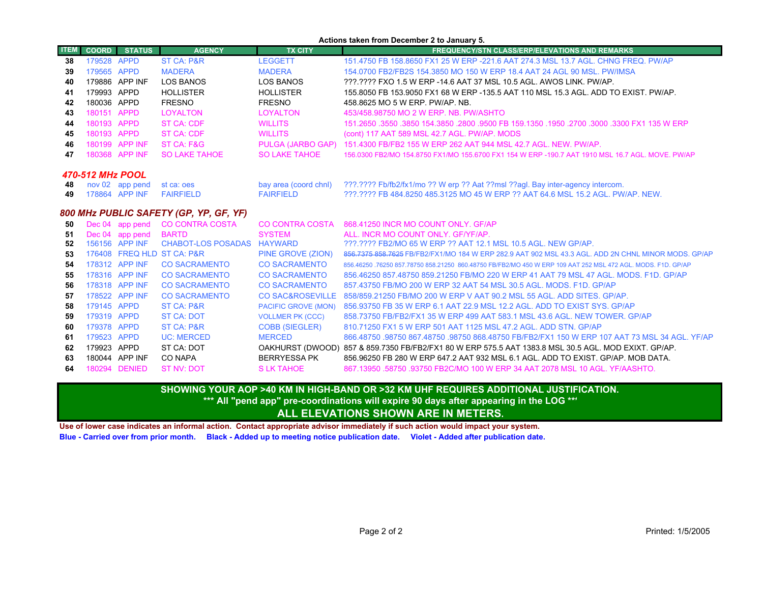**Actions taken from December 2 to January 5.**

| ITEM | COORD | STATUS | AGENCY | TX CITY | FREQUENCY/STN CLASS/ERP/ELEVATIONS AND REMARKS |
|---|---|---|---|---|---|
| 38 | 179528 | APPD | ST CA: P&R | LEGGETT | 151.4750 FB 158.8650 FX1 25 W ERP -221.6 AAT 274.3 MSL 13.7 AGL. CHNG FREQ. PW/AP |
| 39 | 179565 | APPD | MADERA | MADERA | 154.0700 FB2/FB2S 154.3850 MO 150 W ERP 18.4 AAT 24 AGL 90 MSL. PW/IMSA |
| 40 | 179886 | APP INF | LOS BANOS | LOS BANOS | ???.???? FXO 1.5 W ERP -14.6 AAT 37 MSL 10.5 AGL. AWOS LINK. PW/AP. |
| 41 | 179993 | APPD | HOLLISTER | HOLLISTER | 155.8050 FB 153.9050 FX1 68 W ERP -135.5 AAT 110 MSL 15.3 AGL. ADD TO EXIST. PW/AP. |
| 42 | 180036 | APPD | FRESNO | FRESNO | 458.8625 MO 5 W ERP. PW/AP. NB. |
| 43 | 180151 | APPD | LOYALTON | LOYALTON | 453/458.98750 MO 2 W ERP. NB. PW/ASHTO |
| 44 | 180193 | APPD | ST CA: CDF | WILLITS | 151.2650 .3550 .3850 154.3850 .2800 .9500 FB 159.1350 .1950 .2700 .3000 .3300 FX1 135 W ERP |
| 45 | 180193 | APPD | ST CA: CDF | WILLITS | (cont) 117 AAT 589 MSL 42.7 AGL. PW/AP. MODS |
| 46 | 180199 | APP INF | ST CA: F&G | PULGA (JARBO GAP) | 151.4300 FB/FB2 155 W ERP 262 AAT 944 MSL 42.7 AGL. NEW. PW/AP. |
| 47 | 180368 | APP INF | SO LAKE TAHOE | SO LAKE TAHOE | 156.0300 FB2/MO 154.8750 FX1/MO 155.6700 FX1 154 W ERP -190.7 AAT 1910 MSL 16.7 AGL. MOVE. PW/AP |
| | | | ***470-512 MHz POOL*** | | |
| 48 | nov 02 | app pend | st ca: oes | bay area (coord chnl) | ???.???? Fb/fb2/fx1/mo ?? W erp ?? Aat ??msl ??agl. Bay inter-agency intercom. |
| 49 | 178864 | APP INF | FAIRFIELD | FAIRFIELD | ???.???? FB 484.8250 485.3125 MO 45 W ERP ?? AAT 64.6 MSL 15.2 AGL. PW/AP. NEW. |
| | | | ***800 MHz PUBLIC SAFETY (GP, YP, GF, YF)*** | | |
| 50 | Dec 04 | app pend | CO CONTRA COSTA | CO CONTRA COSTA | 868.41250 INCR MO COUNT ONLY. GF/AP |
| 51 | Dec 04 | app pend | BARTD | SYSTEM | ALL. INCR MO COUNT ONLY. GF/YF/AP. |
| 52 | 156156 | APP INF | CHABOT-LOS POSADAS | HAYWARD | ???.???? FB2/MO 65 W ERP ?? AAT 12.1 MSL 10.5 AGL. NEW GP/AP. |
| 53 | 176408 | FREQ HLD | ST CA: P&R | PINE GROVE (ZION) | ~~856.7375 858.7625~~ FB/FB2/FX1/MO 184 W ERP 282.9 AAT 902 MSL 43.3 AGL. ADD 2N CHNL MINOR MODS. GP/AP |
| 54 | 178312 | APP INF | CO SACRAMENTO | CO SACRAMENTO | 856.46250 .76250 857.78750 858.21250 860.48750 FB/FB2/MO 450 W ERP 109 AAT 252 MSL 472 AGL. MODS. F1D. GP/AP |
| 55 | 178316 | APP INF | CO SACRAMENTO | CO SACRAMENTO | 856.46250 857.48750 859.21250 FB/MO 220 W ERP 41 AAT 79 MSL 47 AGL. MODS. F1D. GP/AP |
| 56 | 178318 | APP INF | CO SACRAMENTO | CO SACRAMENTO | 857.43750 FB/MO 200 W ERP 32 AAT 54 MSL 30.5 AGL. MODS. F1D. GP/AP |
| 57 | 178522 | APP INF | CO SACRAMENTO | CO SAC&ROSEVILLE | 858/859.21250 FB/MO 200 W ERP V AAT 90.2 MSL 55 AGL. ADD SITES. GP/AP. |
| 58 | 179145 | APPD | ST CA: P&R | PACIFIC GROVE (MON) | 856.93750 FB 35 W ERP 6.1 AAT 22.9 MSL 12.2 AGL. ADD TO EXIST SYS. GP/AP |
| 59 | 179319 | APPD | ST CA: DOT | VOLLMER PK (CCC) | 858.73750 FB/FB2/FX1 35 W ERP 499 AAT 583.1 MSL 43.6 AGL. NEW TOWER. GP/AP |
| 60 | 179378 | APPD | ST CA: P&R | COBB (SIEGLER) | 810.71250 FX1 5 W ERP 501 AAT 1125 MSL 47.2 AGL. ADD STN. GP/AP |
| 61 | 179523 | APPD | UC: MERCED | MERCED | 866.48750 .98750 867.48750 .98750 868.48750 FB/FB2/FX1 150 W ERP 107 AAT 73 MSL 34 AGL. YF/AP |
| 62 | 179923 | APPD | ST CA: DOT | OAKHURST (DWOOD) | 857 & 859.7350 FB/FB2/FX1 80 W ERP 575.5 AAT 1383.8 MSL 30.5 AGL. MOD EXIXT. GP/AP. |
| 63 | 180044 | APP INF | CO NAPA | BERRYESSA PK | 856.96250 FB 280 W ERP 647.2 AAT 932 MSL 6.1 AGL. ADD TO EXIST. GP/AP. MOB DATA. |
| 64 | 180294 | DENIED | ST NV: DOT | S LK TAHOE | 867.13950 .58750 .93750 FB2C/MO 100 W ERP 34 AAT 2078 MSL 10 AGL. YF/AASHTO. |

**SHOWING YOUR AOP >40 KM IN HIGH-BAND OR >32 KM UHF REQUIRES ADDITIONAL JUSTIFICATION.**

**\*\*\* All "pend app" pre-coordinations will expire 90 days after appearing in the LOG \*\*\***

**ALL ELEVATIONS SHOWN ARE IN METERS.**

**Use of lower case indicates an informal action. Contact appropriate advisor immediately if such action would impact your system.**

**Blue - Carried over from prior month. Black - Added up to meeting notice publication date. Violet - Added after publication date.**

Printed: 1/5/2005